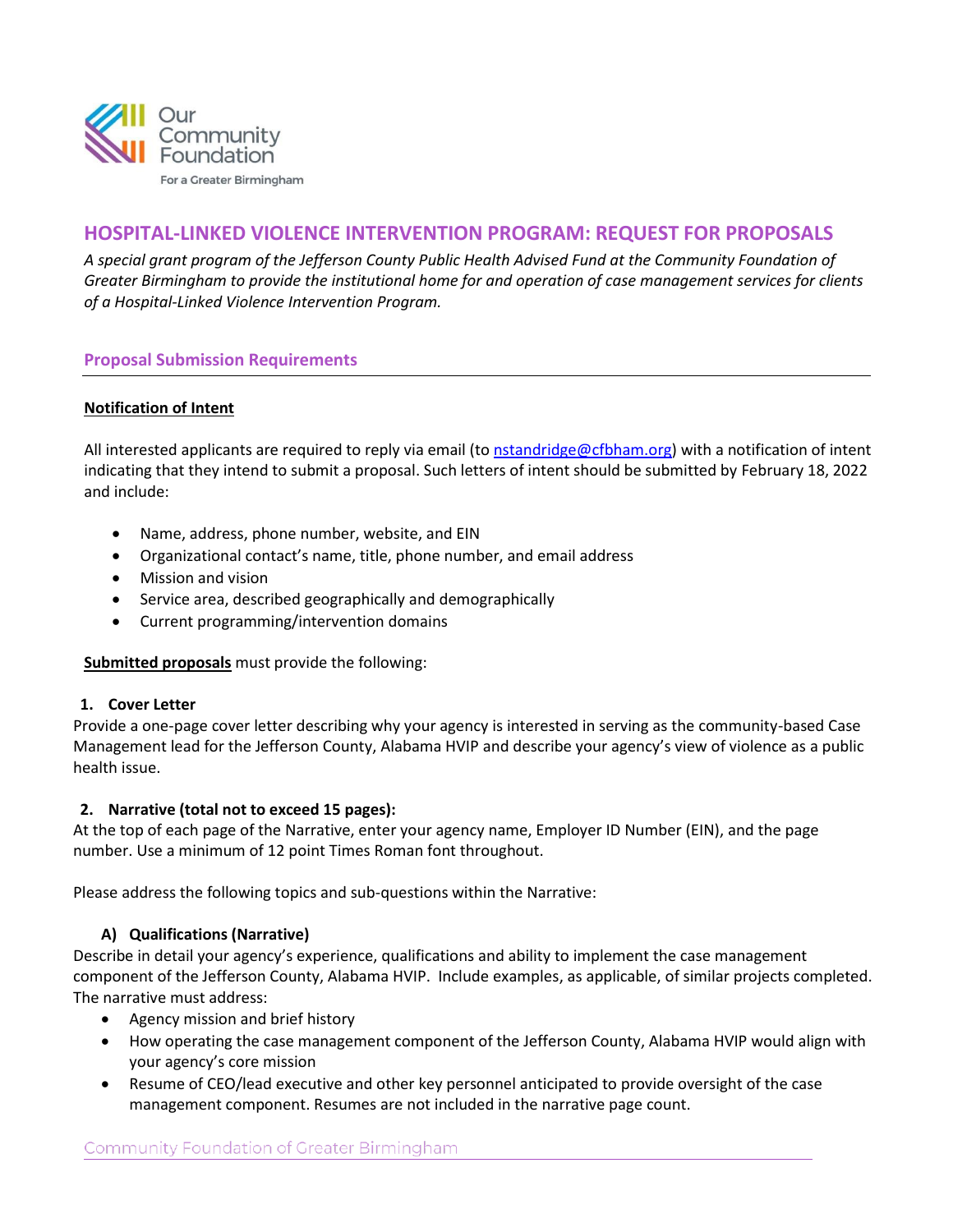Our Community Foundation

For a Greater Birmingham

# HOSPITAL-LINKED VIOLENCE INTERVENTION PROGRAM: REQUEST FOR PROPOSALS

*A special grant program of the Jefferson County Public Health Advised Fund at the Community Foundation of Greater Birmingham to provide the institutional home for and operation of case management services for clients of a Hospital-Linked Violence Intervention Program.*

## Proposal Submission Requirements

**Notification of Intent**

All interested applicants are required to reply via email (to nstandridge@cfbham.org) with a notification of intent indicating that they intend to submit a proposal. Such letters of intent should be submitted by February 18, 2022 and include:

- Name, address, phone number, website, and EIN
- Organizational contact's name, title, phone number, and email address
- Mission and vision
- Service area, described geographically and demographically
- Current programming/intervention domains

**Submitted proposals** must provide the following:

### 1. Cover Letter

Provide a one-page cover letter describing why your agency is interested in serving as the community-based Case Management lead for the Jefferson County, Alabama HVIP and describe your agency's view of violence as a public health issue.

### 2. Narrative (total not to exceed 15 pages):

At the top of each page of the Narrative, enter your agency name, Employer ID Number (EIN), and the page number. Use a minimum of 12 point Times Roman font throughout.

Please address the following topics and sub-questions within the Narrative:

#### A) Qualifications (Narrative)

Describe in detail your agency's experience, qualifications and ability to implement the case management component of the Jefferson County, Alabama HVIP. Include examples, as applicable, of similar projects completed. The narrative must address:

- Agency mission and brief history
- How operating the case management component of the Jefferson County, Alabama HVIP would align with your agency's core mission
- Resume of CEO/lead executive and other key personnel anticipated to provide oversight of the case management component. Resumes are not included in the narrative page count.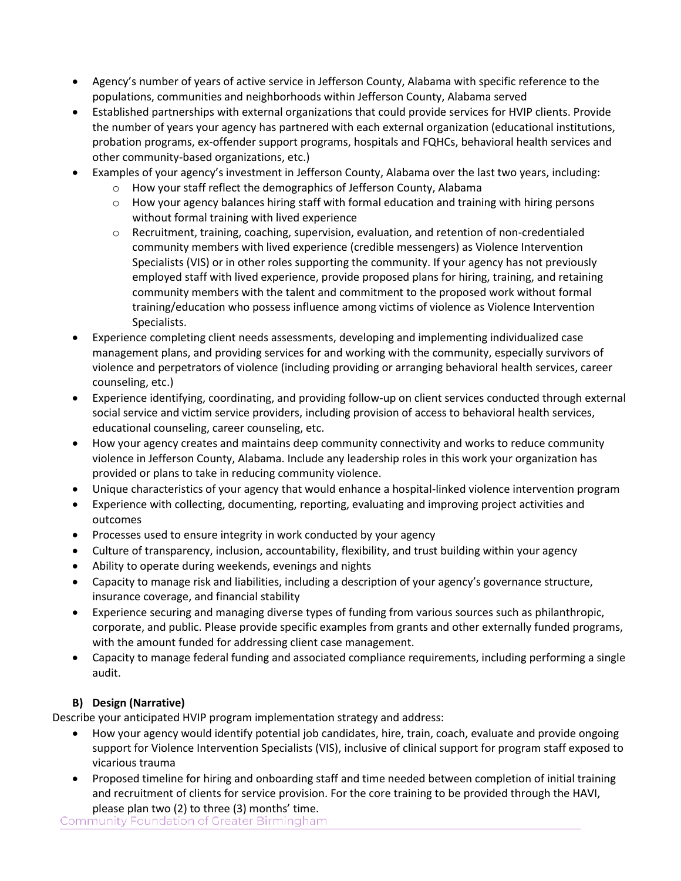- Agency's number of years of active service in Jefferson County, Alabama with specific reference to the populations, communities and neighborhoods within Jefferson County, Alabama served
- Established partnerships with external organizations that could provide services for HVIP clients. Provide the number of years your agency has partnered with each external organization (educational institutions, probation programs, ex-offender support programs, hospitals and FQHCs, behavioral health services and other community-based organizations, etc.)
- Examples of your agency's investment in Jefferson County, Alabama over the last two years, including:
    - How your staff reflect the demographics of Jefferson County, Alabama
    - How your agency balances hiring staff with formal education and training with hiring persons without formal training with lived experience
    - Recruitment, training, coaching, supervision, evaluation, and retention of non-credentialed community members with lived experience (credible messengers) as Violence Intervention Specialists (VIS) or in other roles supporting the community. If your agency has not previously employed staff with lived experience, provide proposed plans for hiring, training, and retaining community members with the talent and commitment to the proposed work without formal training/education who possess influence among victims of violence as Violence Intervention Specialists.
- Experience completing client needs assessments, developing and implementing individualized case management plans, and providing services for and working with the community, especially survivors of violence and perpetrators of violence (including providing or arranging behavioral health services, career counseling, etc.)
- Experience identifying, coordinating, and providing follow-up on client services conducted through external social service and victim service providers, including provision of access to behavioral health services, educational counseling, career counseling, etc.
- How your agency creates and maintains deep community connectivity and works to reduce community violence in Jefferson County, Alabama. Include any leadership roles in this work your organization has provided or plans to take in reducing community violence.
- Unique characteristics of your agency that would enhance a hospital-linked violence intervention program
- Experience with collecting, documenting, reporting, evaluating and improving project activities and outcomes
- Processes used to ensure integrity in work conducted by your agency
- Culture of transparency, inclusion, accountability, flexibility, and trust building within your agency
- Ability to operate during weekends, evenings and nights
- Capacity to manage risk and liabilities, including a description of your agency's governance structure, insurance coverage, and financial stability
- Experience securing and managing diverse types of funding from various sources such as philanthropic, corporate, and public. Please provide specific examples from grants and other externally funded programs, with the amount funded for addressing client case management.
- Capacity to manage federal funding and associated compliance requirements, including performing a single audit.

### B) Design (Narrative)

Describe your anticipated HVIP program implementation strategy and address:

- How your agency would identify potential job candidates, hire, train, coach, evaluate and provide ongoing support for Violence Intervention Specialists (VIS), inclusive of clinical support for program staff exposed to vicarious trauma
- Proposed timeline for hiring and onboarding staff and time needed between completion of initial training and recruitment of clients for service provision. For the core training to be provided through the HAVI, please plan two (2) to three (3) months' time.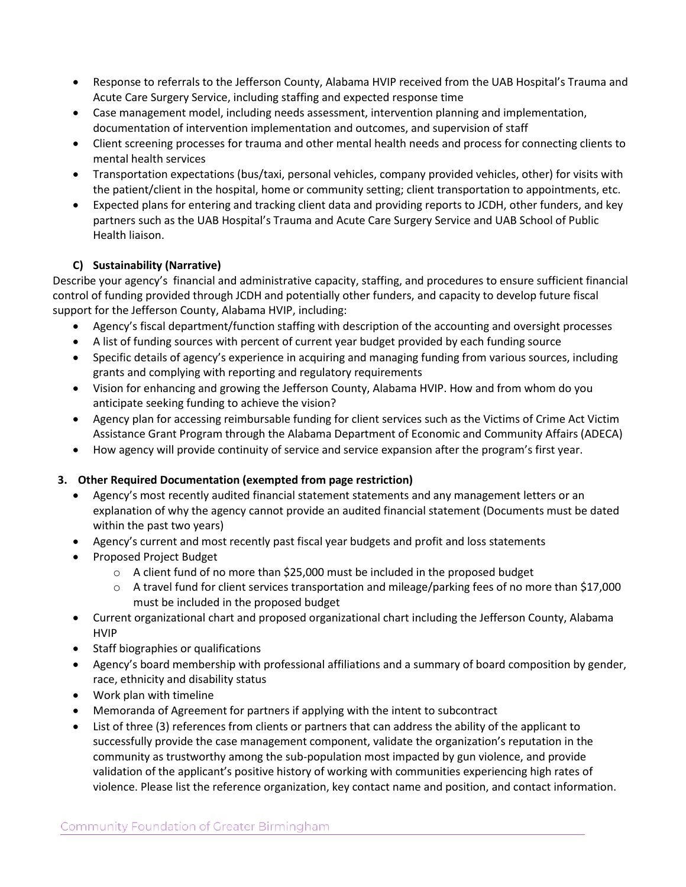- Response to referrals to the Jefferson County, Alabama HVIP received from the UAB Hospital's Trauma and Acute Care Surgery Service, including staffing and expected response time
- Case management model, including needs assessment, intervention planning and implementation, documentation of intervention implementation and outcomes, and supervision of staff
- Client screening processes for trauma and other mental health needs and process for connecting clients to mental health services
- Transportation expectations (bus/taxi, personal vehicles, company provided vehicles, other) for visits with the patient/client in the hospital, home or community setting; client transportation to appointments, etc.
- Expected plans for entering and tracking client data and providing reports to JCDH, other funders, and key partners such as the UAB Hospital's Trauma and Acute Care Surgery Service and UAB School of Public Health liaison.

### C) Sustainability (Narrative)

Describe your agency's financial and administrative capacity, staffing, and procedures to ensure sufficient financial control of funding provided through JCDH and potentially other funders, and capacity to develop future fiscal support for the Jefferson County, Alabama HVIP, including:

- Agency's fiscal department/function staffing with description of the accounting and oversight processes
- A list of funding sources with percent of current year budget provided by each funding source
- Specific details of agency's experience in acquiring and managing funding from various sources, including grants and complying with reporting and regulatory requirements
- Vision for enhancing and growing the Jefferson County, Alabama HVIP. How and from whom do you anticipate seeking funding to achieve the vision?
- Agency plan for accessing reimbursable funding for client services such as the Victims of Crime Act Victim Assistance Grant Program through the Alabama Department of Economic and Community Affairs (ADECA)
- How agency will provide continuity of service and service expansion after the program's first year.

## 3. Other Required Documentation (exempted from page restriction)

- Agency's most recently audited financial statement statements and any management letters or an explanation of why the agency cannot provide an audited financial statement (Documents must be dated within the past two years)
- Agency's current and most recently past fiscal year budgets and profit and loss statements
- Proposed Project Budget
  - A client fund of no more than $25,000 must be included in the proposed budget
  - A travel fund for client services transportation and mileage/parking fees of no more than $17,000 must be included in the proposed budget
- Current organizational chart and proposed organizational chart including the Jefferson County, Alabama HVIP
- Staff biographies or qualifications
- Agency's board membership with professional affiliations and a summary of board composition by gender, race, ethnicity and disability status
- Work plan with timeline
- Memoranda of Agreement for partners if applying with the intent to subcontract
- List of three (3) references from clients or partners that can address the ability of the applicant to successfully provide the case management component, validate the organization's reputation in the community as trustworthy among the sub-population most impacted by gun violence, and provide validation of the applicant's positive history of working with communities experiencing high rates of violence. Please list the reference organization, key contact name and position, and contact information.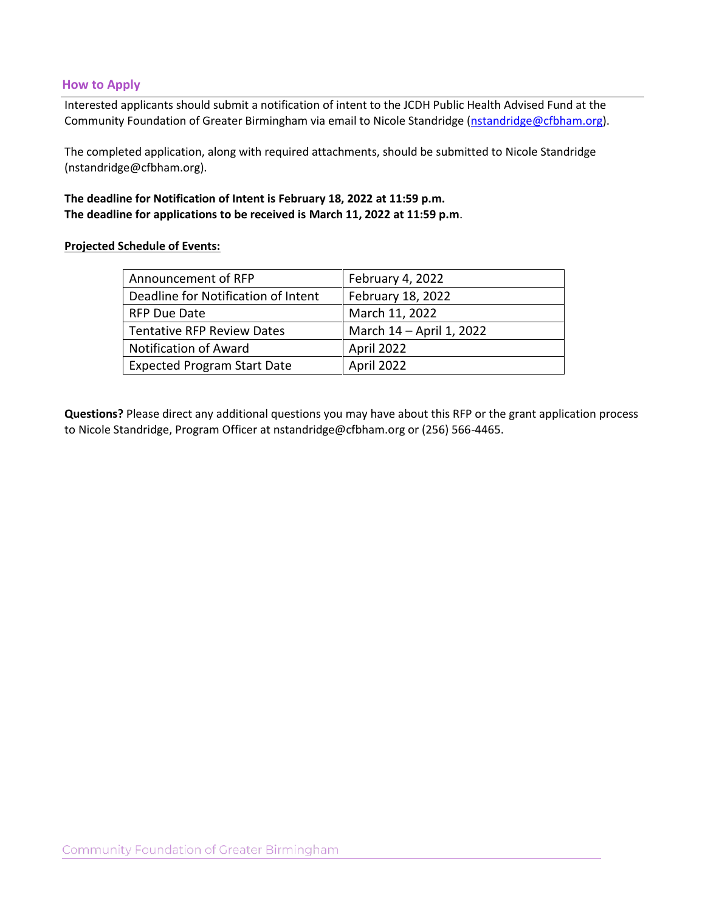## How to Apply

Interested applicants should submit a notification of intent to the JCDH Public Health Advised Fund at the Community Foundation of Greater Birmingham via email to Nicole Standridge (nstandridge@cfbham.org).

The completed application, along with required attachments, should be submitted to Nicole Standridge (nstandridge@cfbham.org).

**The deadline for Notification of Intent is February 18, 2022 at 11:59 p.m.**
**The deadline for applications to be received is March 11, 2022 at 11:59 p.m**.

**Projected Schedule of Events:**

| | |
|---|---|
| Announcement of RFP | February 4, 2022 |
| Deadline for Notification of Intent | February 18, 2022 |
| RFP Due Date | March 11, 2022 |
| Tentative RFP Review Dates | March 14 – April 1, 2022 |
| Notification of Award | April 2022 |
| Expected Program Start Date | April 2022 |

**Questions?** Please direct any additional questions you may have about this RFP or the grant application process to Nicole Standridge, Program Officer at nstandridge@cfbham.org or (256) 566-4465.